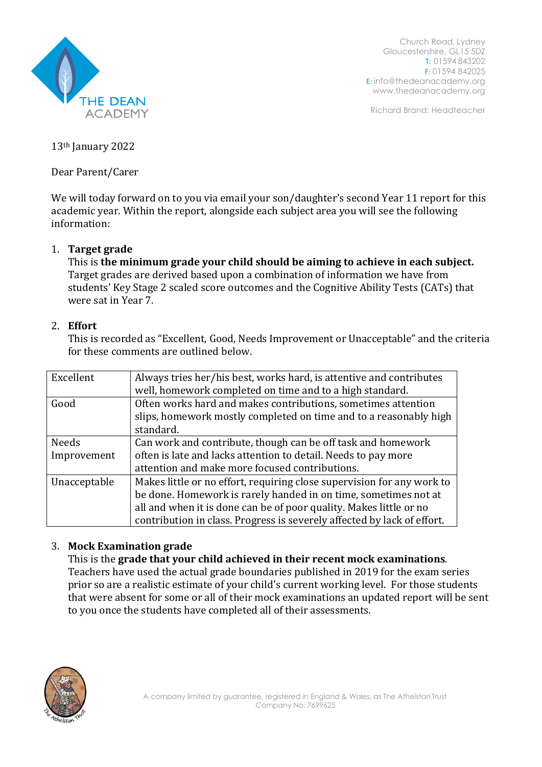THE DEAN ACADEMY

Church Road, Lydney
Gloucestershire, GL15 5DZ
T: 01594 843202
F: 01594 842025
E: info@thedeanacademy.org
www.thedeanacademy.org

Richard Brand: Headteacher

13th January 2022

Dear Parent/Carer

We will today forward on to you via email your son/daughter's second Year 11 report for this academic year. Within the report, alongside each subject area you will see the following information:

1. **Target grade**
   This is **the minimum grade your child should be aiming to achieve in each subject.** Target grades are derived based upon a combination of information we have from students' Key Stage 2 scaled score outcomes and the Cognitive Ability Tests (CATs) that were sat in Year 7.

2. **Effort**
   This is recorded as "Excellent, Good, Needs Improvement or Unacceptable" and the criteria for these comments are outlined below.

| | |
|---|---|
| Excellent | Always tries her/his best, works hard, is attentive and contributes well, homework completed on time and to a high standard. |
| Good | Often works hard and makes contributions, sometimes attention slips, homework mostly completed on time and to a reasonably high standard. |
| Needs Improvement | Can work and contribute, though can be off task and homework often is late and lacks attention to detail. Needs to pay more attention and make more focused contributions. |
| Unacceptable | Makes little or no effort, requiring close supervision for any work to be done. Homework is rarely handed in on time, sometimes not at all and when it is done can be of poor quality. Makes little or no contribution in class. Progress is severely affected by lack of effort. |

3. **Mock Examination grade**
   This is the **grade that your child achieved in their recent mock examinations**. Teachers have used the actual grade boundaries published in 2019 for the exam series prior so are a realistic estimate of your child's current working level. For those students that were absent for some or all of their mock examinations an updated report will be sent to you once the students have completed all of their assessments.

A company limited by guarantee, registered in England & Wales, as The Athelstan Trust
Company No: 7699625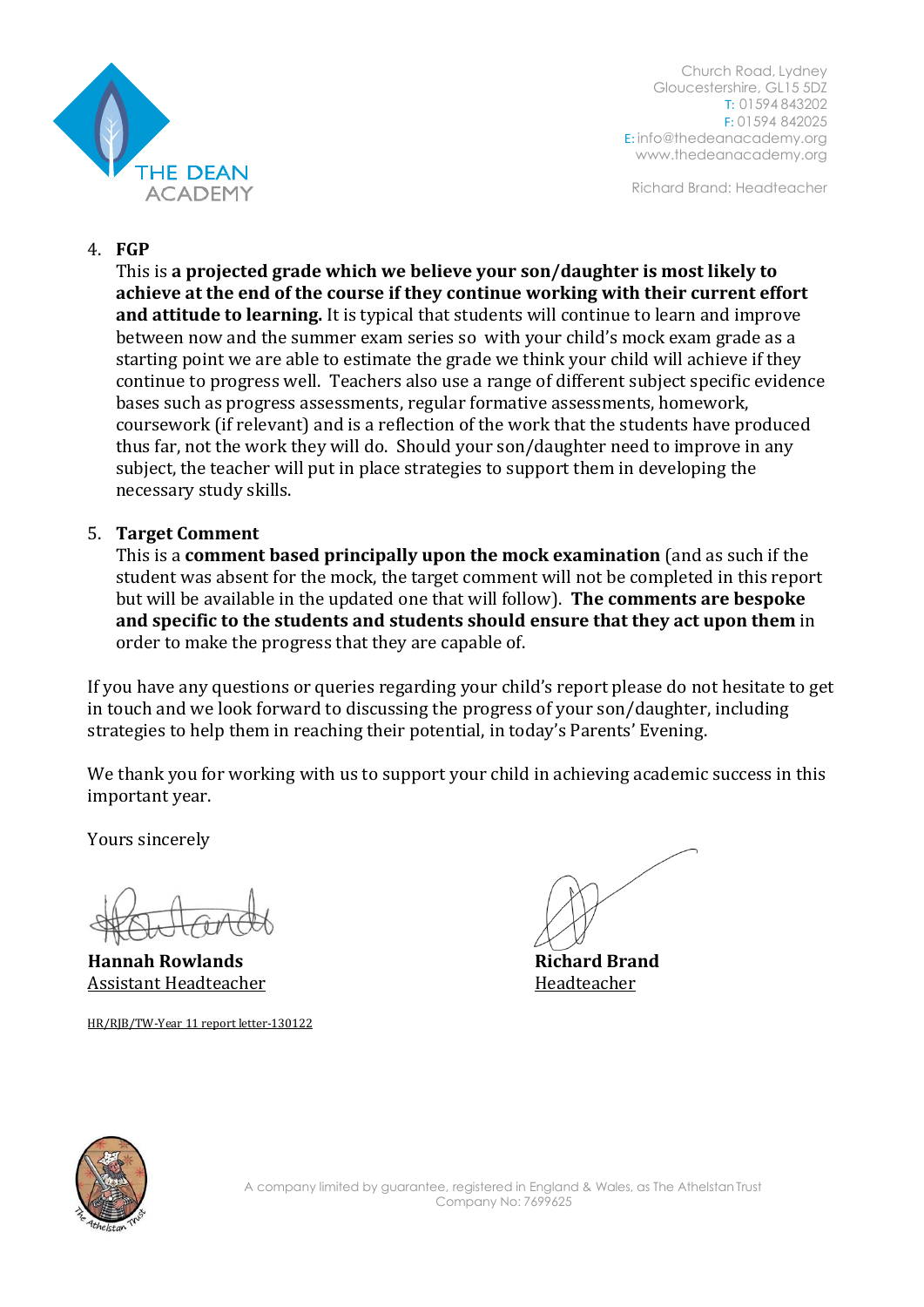Church Road, Lydney
Gloucestershire, GL15 5DZ
T: 01594 843202
F: 01594 842025
E: info@thedeanacademy.org
www.thedeanacademy.org

Richard Brand: Headteacher

4. **FGP**
   This is **a projected grade which we believe your son/daughter is most likely to achieve at the end of the course if they continue working with their current effort and attitude to learning.** It is typical that students will continue to learn and improve between now and the summer exam series so with your child's mock exam grade as a starting point we are able to estimate the grade we think your child will achieve if they continue to progress well. Teachers also use a range of different subject specific evidence bases such as progress assessments, regular formative assessments, homework, coursework (if relevant) and is a reflection of the work that the students have produced thus far, not the work they will do. Should your son/daughter need to improve in any subject, the teacher will put in place strategies to support them in developing the necessary study skills.

5. **Target Comment**
   This is a **comment based principally upon the mock examination** (and as such if the student was absent for the mock, the target comment will not be completed in this report but will be available in the updated one that will follow). **The comments are bespoke and specific to the students and students should ensure that they act upon them** in order to make the progress that they are capable of.

If you have any questions or queries regarding your child's report please do not hesitate to get in touch and we look forward to discussing the progress of your son/daughter, including strategies to help them in reaching their potential, in today's Parents' Evening.

We thank you for working with us to support your child in achieving academic success in this important year.

Yours sincerely

**Hannah Rowlands**
Assistant Headteacher

**Richard Brand**
Headteacher

HR/RJB/TW-Year 11 report letter-130122

A company limited by guarantee, registered in England & Wales, as The Athelstan Trust
Company No: 7699625